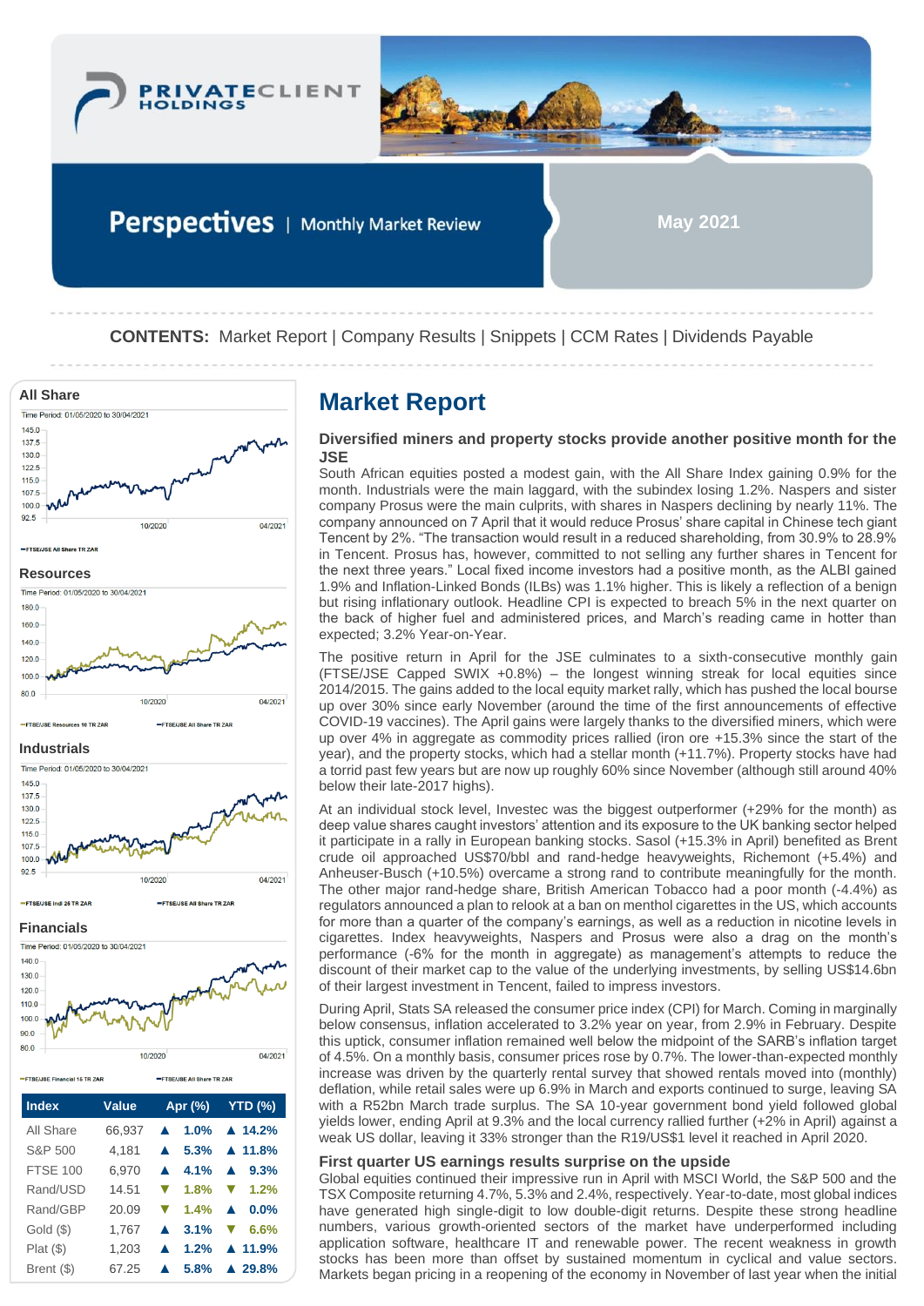# PRIVATECLIENT HOLDINGS

## Perspectives | Monthly Market Review

**May 2021**

**CONTENTS:** Market Report | Company Results | Snippets | CCM Rates | Dividends Payable

### All Share

Time Period: 01/05/2020 to 30/04/2021

FTSE/JSE All Share TR ZAR

### Resources

Time Period: 01/05/2020 to 30/04/2021

FTSE/JSE Resources 10 TR ZAR — FTSE/JSE All Share TR ZAR

### Industrials

Time Period: 01/05/2020 to 30/04/2021

FTSE/JSE Indi 25 TR ZAR — FTSE/JSE All Share TR ZAR

### Financials

Time Period: 01/05/2020 to 30/04/2021

FTSE/JSE Financial 15 TR ZAR — FTSE/JSE All Share TR ZAR

| Index | Value | Apr (%) | YTD (%) |
|---|---|---|---|
| All Share | 66,937 | ▲ 1.0% | ▲ 14.2% |
| S&P 500 | 4,181 | ▲ 5.3% | ▲ 11.8% |
| FTSE 100 | 6,970 | ▲ 4.1% | ▲ 9.3% |
| Rand/USD | 14.51 | ▼ 1.8% | ▼ 1.2% |
| Rand/GBP | 20.09 | ▼ 1.4% | ▲ 0.0% |
| Gold ($) | 1,767 | ▲ 3.1% | ▼ 6.6% |
| Plat ($) | 1,203 | ▲ 1.2% | ▲ 11.9% |
| Brent ($) | 67.25 | ▲ 5.8% | ▲ 29.8% |

# Market Report

### Diversified miners and property stocks provide another positive month for the JSE

South African equities posted a modest gain, with the All Share Index gaining 0.9% for the month. Industrials were the main laggard, with the subindex losing 1.2%. Naspers and sister company Prosus were the main culprits, with shares in Naspers declining by nearly 11%. The company announced on 7 April that it would reduce Prosus' share capital in Chinese tech giant Tencent by 2%. "The transaction would result in a reduced shareholding, from 30.9% to 28.9% in Tencent. Prosus has, however, committed to not selling any further shares in Tencent for the next three years." Local fixed income investors had a positive month, as the ALBI gained 1.9% and Inflation-Linked Bonds (ILBs) was 1.1% higher. This is likely a reflection of a benign but rising inflationary outlook. Headline CPI is expected to breach 5% in the next quarter on the back of higher fuel and administered prices, and March's reading came in hotter than expected; 3.2% Year-on-Year.

The positive return in April for the JSE culminates to a sixth-consecutive monthly gain (FTSE/JSE Capped SWIX +0.8%) – the longest winning streak for local equities since 2014/2015. The gains added to the local equity market rally, which has pushed the local bourse up over 30% since early November (around the time of the first announcements of effective COVID-19 vaccines). The April gains were largely thanks to the diversified miners, which were up over 4% in aggregate as commodity prices rallied (iron ore +15.3% since the start of the year), and the property stocks, which had a stellar month (+11.7%). Property stocks have had a torrid past few years but are now up roughly 60% since November (although still around 40% below their late-2017 highs).

At an individual stock level, Investec was the biggest outperformer (+29% for the month) as deep value shares caught investors' attention and its exposure to the UK banking sector helped it participate in a rally in European banking stocks. Sasol (+15.3% in April) benefited as Brent crude oil approached US$70/bbl and rand-hedge heavyweights, Richemont (+5.4%) and Anheuser-Busch (+10.5%) overcame a strong rand to contribute meaningfully for the month. The other major rand-hedge share, British American Tobacco had a poor month (-4.4%) as regulators announced a plan to relook at a ban on menthol cigarettes in the US, which accounts for more than a quarter of the company's earnings, as well as a reduction in nicotine levels in cigarettes. Index heavyweights, Naspers and Prosus were also a drag on the month's performance (-6% for the month in aggregate) as management's attempts to reduce the discount of their market cap to the value of the underlying investments, by selling US$14.6bn of their largest investment in Tencent, failed to impress investors.

During April, Stats SA released the consumer price index (CPI) for March. Coming in marginally below consensus, inflation accelerated to 3.2% year on year, from 2.9% in February. Despite this uptick, consumer inflation remained well below the midpoint of the SARB's inflation target of 4.5%. On a monthly basis, consumer prices rose by 0.7%. The lower-than-expected monthly increase was driven by the quarterly rental survey that showed rentals moved into (monthly) deflation, while retail sales were up 6.9% in March and exports continued to surge, leaving SA with a R52bn March trade surplus. The SA 10-year government bond yield followed global yields lower, ending April at 9.3% and the local currency rallied further (+2% in April) against a weak US dollar, leaving it 33% stronger than the R19/US$1 level it reached in April 2020.

### First quarter US earnings results surprise on the upside

Global equities continued their impressive run in April with MSCI World, the S&P 500 and the TSX Composite returning 4.7%, 5.3% and 2.4%, respectively. Year-to-date, most global indices have generated high single-digit to low double-digit returns. Despite these strong headline numbers, various growth-oriented sectors of the market have underperformed including application software, healthcare IT and renewable power. The recent weakness in growth stocks has been more than offset by sustained momentum in cyclical and value sectors. Markets began pricing in a reopening of the economy in November of last year when the initial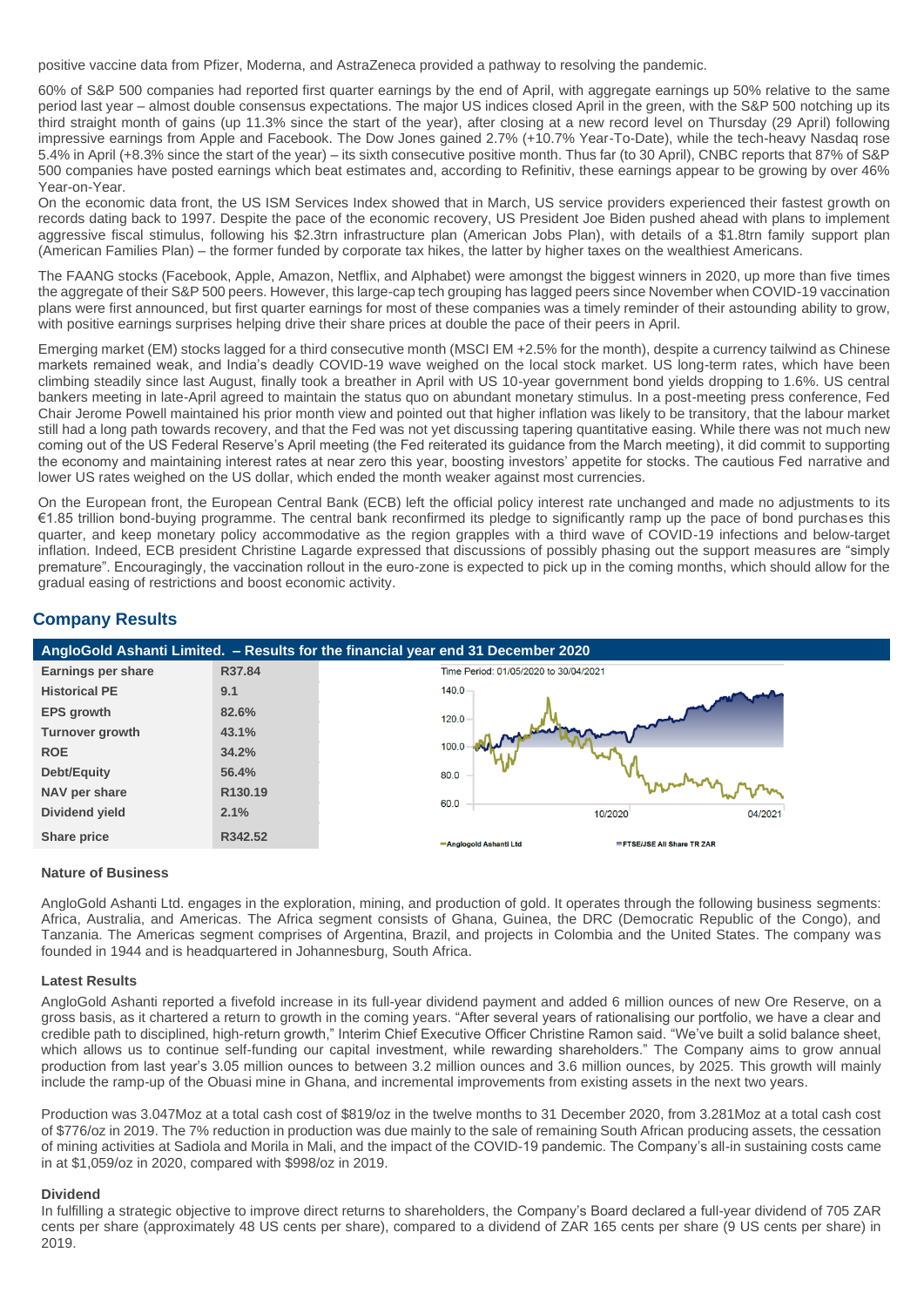positive vaccine data from Pfizer, Moderna, and AstraZeneca provided a pathway to resolving the pandemic.

60% of S&P 500 companies had reported first quarter earnings by the end of April, with aggregate earnings up 50% relative to the same period last year – almost double consensus expectations. The major US indices closed April in the green, with the S&P 500 notching up its third straight month of gains (up 11.3% since the start of the year), after closing at a new record level on Thursday (29 April) following impressive earnings from Apple and Facebook. The Dow Jones gained 2.7% (+10.7% Year-To-Date), while the tech-heavy Nasdaq rose 5.4% in April (+8.3% since the start of the year) – its sixth consecutive positive month. Thus far (to 30 April), CNBC reports that 87% of S&P 500 companies have posted earnings which beat estimates and, according to Refinitiv, these earnings appear to be growing by over 46% Year-on-Year.

On the economic data front, the US ISM Services Index showed that in March, US service providers experienced their fastest growth on records dating back to 1997. Despite the pace of the economic recovery, US President Joe Biden pushed ahead with plans to implement aggressive fiscal stimulus, following his $2.3trn infrastructure plan (American Jobs Plan), with details of a $1.8trn family support plan (American Families Plan) – the former funded by corporate tax hikes, the latter by higher taxes on the wealthiest Americans.

The FAANG stocks (Facebook, Apple, Amazon, Netflix, and Alphabet) were amongst the biggest winners in 2020, up more than five times the aggregate of their S&P 500 peers. However, this large-cap tech grouping has lagged peers since November when COVID-19 vaccination plans were first announced, but first quarter earnings for most of these companies was a timely reminder of their astounding ability to grow, with positive earnings surprises helping drive their share prices at double the pace of their peers in April.

Emerging market (EM) stocks lagged for a third consecutive month (MSCI EM +2.5% for the month), despite a currency tailwind as Chinese markets remained weak, and India's deadly COVID-19 wave weighed on the local stock market. US long-term rates, which have been climbing steadily since last August, finally took a breather in April with US 10-year government bond yields dropping to 1.6%. US central bankers meeting in late-April agreed to maintain the status quo on abundant monetary stimulus. In a post-meeting press conference, Fed Chair Jerome Powell maintained his prior month view and pointed out that higher inflation was likely to be transitory, that the labour market still had a long path towards recovery, and that the Fed was not yet discussing tapering quantitative easing. While there was not much new coming out of the US Federal Reserve's April meeting (the Fed reiterated its guidance from the March meeting), it did commit to supporting the economy and maintaining interest rates at near zero this year, boosting investors' appetite for stocks. The cautious Fed narrative and lower US rates weighed on the US dollar, which ended the month weaker against most currencies.

On the European front, the European Central Bank (ECB) left the official policy interest rate unchanged and made no adjustments to its €1.85 trillion bond-buying programme. The central bank reconfirmed its pledge to significantly ramp up the pace of bond purchases this quarter, and keep monetary policy accommodative as the region grapples with a third wave of COVID-19 infections and below-target inflation. Indeed, ECB president Christine Lagarde expressed that discussions of possibly phasing out the support measures are "simply premature". Encouragingly, the vaccination rollout in the euro-zone is expected to pick up in the coming months, which should allow for the gradual easing of restrictions and boost economic activity.

## Company Results

### AngloGold Ashanti Limited. – Results for the financial year end 31 December 2020

| | |
|---|---|
| **Earnings per share** | R37.84 |
| **Historical PE** | 9.1 |
| **EPS growth** | 82.6% |
| **Turnover growth** | 43.1% |
| **ROE** | 34.2% |
| **Debt/Equity** | 56.4% |
| **NAV per share** | R130.19 |
| **Dividend yield** | 2.1% |
| **Share price** | R342.52 |

Time Period: 01/05/2020 to 30/04/2021

Anglogold Ashanti Ltd — FTSE/JSE All Share TR ZAR

#### Nature of Business

AngloGold Ashanti Ltd. engages in the exploration, mining, and production of gold. It operates through the following business segments: Africa, Australia, and Americas. The Africa segment consists of Ghana, Guinea, the DRC (Democratic Republic of the Congo), and Tanzania. The Americas segment comprises of Argentina, Brazil, and projects in Colombia and the United States. The company was founded in 1944 and is headquartered in Johannesburg, South Africa.

#### Latest Results

AngloGold Ashanti reported a fivefold increase in its full-year dividend payment and added 6 million ounces of new Ore Reserve, on a gross basis, as it chartered a return to growth in the coming years. "After several years of rationalising our portfolio, we have a clear and credible path to disciplined, high-return growth," Interim Chief Executive Officer Christine Ramon said. "We've built a solid balance sheet, which allows us to continue self-funding our capital investment, while rewarding shareholders." The Company aims to grow annual production from last year's 3.05 million ounces to between 3.2 million ounces and 3.6 million ounces, by 2025. This growth will mainly include the ramp-up of the Obuasi mine in Ghana, and incremental improvements from existing assets in the next two years.

Production was 3.047Moz at a total cash cost of $819/oz in the twelve months to 31 December 2020, from 3.281Moz at a total cash cost of $776/oz in 2019. The 7% reduction in production was due mainly to the sale of remaining South African producing assets, the cessation of mining activities at Sadiola and Morila in Mali, and the impact of the COVID-19 pandemic. The Company's all-in sustaining costs came in at $1,059/oz in 2020, compared with $998/oz in 2019.

#### Dividend

In fulfilling a strategic objective to improve direct returns to shareholders, the Company's Board declared a full-year dividend of 705 ZAR cents per share (approximately 48 US cents per share), compared to a dividend of ZAR 165 cents per share (9 US cents per share) in 2019.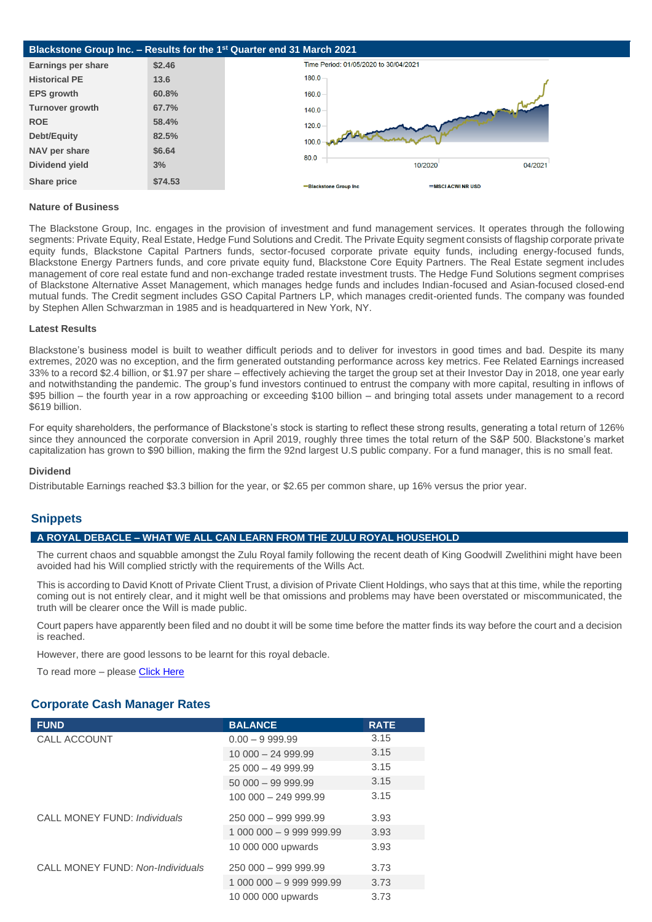## Blackstone Group Inc. – Results for the 1st Quarter end 31 March 2021

| | |
|---|---|
| **Earnings per share** | **$2.46** |
| **Historical PE** | **13.6** |
| **EPS growth** | **60.8%** |
| **Turnover growth** | **67.7%** |
| **ROE** | **58.4%** |
| **Debt/Equity** | **82.5%** |
| **NAV per share** | **$6.64** |
| **Dividend yield** | **3%** |
| **Share price** | **$74.53** |

Time Period: 01/05/2020 to 30/04/2021

180.0
160.0
140.0
120.0
100.0
80.0

10/2020 04/2021

Blackstone Group Inc MSCI ACWI NR USD

### Nature of Business

The Blackstone Group, Inc. engages in the provision of investment and fund management services. It operates through the following segments: Private Equity, Real Estate, Hedge Fund Solutions and Credit. The Private Equity segment consists of flagship corporate private equity funds, Blackstone Capital Partners funds, sector-focused corporate private equity funds, including energy-focused funds, Blackstone Energy Partners funds, and core private equity fund, Blackstone Core Equity Partners. The Real Estate segment includes management of core real estate fund and non-exchange traded restate investment trusts. The Hedge Fund Solutions segment comprises of Blackstone Alternative Asset Management, which manages hedge funds and includes Indian-focused and Asian-focused closed-end mutual funds. The Credit segment includes GSO Capital Partners LP, which manages credit-oriented funds. The company was founded by Stephen Allen Schwarzman in 1985 and is headquartered in New York, NY.

### Latest Results

Blackstone's business model is built to weather difficult periods and to deliver for investors in good times and bad. Despite its many extremes, 2020 was no exception, and the firm generated outstanding performance across key metrics. Fee Related Earnings increased 33% to a record $2.4 billion, or $1.97 per share – effectively achieving the target the group set at their Investor Day in 2018, one year early and notwithstanding the pandemic. The group's fund investors continued to entrust the company with more capital, resulting in inflows of $95 billion – the fourth year in a row approaching or exceeding $100 billion – and bringing total assets under management to a record $619 billion.

For equity shareholders, the performance of Blackstone's stock is starting to reflect these strong results, generating a total return of 126% since they announced the corporate conversion in April 2019, roughly three times the total return of the S&P 500. Blackstone's market capitalization has grown to $90 billion, making the firm the 92nd largest U.S public company. For a fund manager, this is no small feat.

### Dividend

Distributable Earnings reached $3.3 billion for the year, or $2.65 per common share, up 16% versus the prior year.

## Snippets

### A ROYAL DEBACLE – WHAT WE ALL CAN LEARN FROM THE ZULU ROYAL HOUSEHOLD

The current chaos and squabble amongst the Zulu Royal family following the recent death of King Goodwill Zwelithini might have been avoided had his Will complied strictly with the requirements of the Wills Act.

This is according to David Knott of Private Client Trust, a division of Private Client Holdings, who says that at this time, while the reporting coming out is not entirely clear, and it might well be that omissions and problems may have been overstated or miscommunicated, the truth will be clearer once the Will is made public.

Court papers have apparently been filed and no doubt it will be some time before the matter finds its way before the court and a decision is reached.

However, there are good lessons to be learnt for this royal debacle.

To read more – please Click Here

## Corporate Cash Manager Rates

| FUND | BALANCE | RATE |
|---|---|---|
| CALL ACCOUNT | 0.00 – 9 999.99 | 3.15 |
| | 10 000 – 24 999.99 | 3.15 |
| | 25 000 – 49 999.99 | 3.15 |
| | 50 000 – 99 999.99 | 3.15 |
| | 100 000 – 249 999.99 | 3.15 |
| CALL MONEY FUND: *Individuals* | 250 000 – 999 999.99 | 3.93 |
| | 1 000 000 – 9 999 999.99 | 3.93 |
| | 10 000 000 upwards | 3.93 |
| CALL MONEY FUND: *Non-Individuals* | 250 000 – 999 999.99 | 3.73 |
| | 1 000 000 – 9 999 999.99 | 3.73 |
| | 10 000 000 upwards | 3.73 |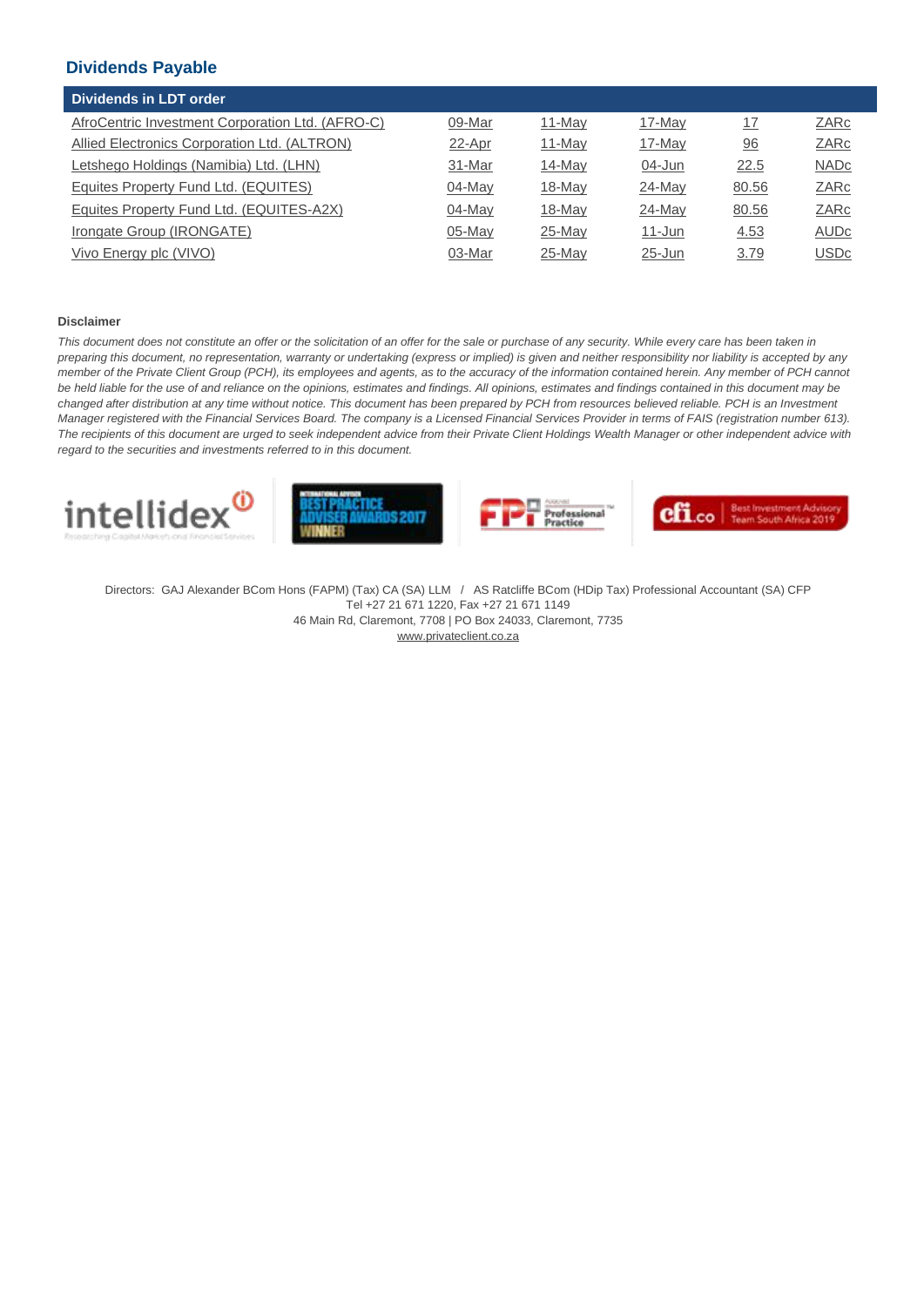## Dividends Payable

| Dividends in LDT order | | | | | |
|---|---|---|---|---|---|
| AfroCentric Investment Corporation Ltd. (AFRO-C) | 09-Mar | 11-May | 17-May | 17 | ZARc |
| Allied Electronics Corporation Ltd. (ALTRON) | 22-Apr | 11-May | 17-May | 96 | ZARc |
| Letshego Holdings (Namibia) Ltd. (LHN) | 31-Mar | 14-May | 04-Jun | 22.5 | NADc |
| Equites Property Fund Ltd. (EQUITES) | 04-May | 18-May | 24-May | 80.56 | ZARc |
| Equites Property Fund Ltd. (EQUITES-A2X) | 04-May | 18-May | 24-May | 80.56 | ZARc |
| Irongate Group (IRONGATE) | 05-May | 25-May | 11-Jun | 4.53 | AUDc |
| Vivo Energy plc (VIVO) | 03-Mar | 25-May | 25-Jun | 3.79 | USDc |

**Disclaimer**

*This document does not constitute an offer or the solicitation of an offer for the sale or purchase of any security. While every care has been taken in preparing this document, no representation, warranty or undertaking (express or implied) is given and neither responsibility nor liability is accepted by any member of the Private Client Group (PCH), its employees and agents, as to the accuracy of the information contained herein. Any member of PCH cannot be held liable for the use of and reliance on the opinions, estimates and findings. All opinions, estimates and findings contained in this document may be changed after distribution at any time without notice. This document has been prepared by PCH from resources believed reliable. PCH is an Investment Manager registered with the Financial Services Board. The company is a Licensed Financial Services Provider in terms of FAIS (registration number 613). The recipients of this document are urged to seek independent advice from their Private Client Holdings Wealth Manager or other independent advice with regard to the securities and investments referred to in this document.*

intellidex Researching Capital Markets and Financial Services

INTERNATIONAL ADVISER BEST PRACTICE ADVISER AWARDS 2017 WINNER

FPI Approved Professional Practice

cfi.co Best Investment Advisory Team South Africa 2019

Directors: GAJ Alexander BCom Hons (FAPM) (Tax) CA (SA) LLM / AS Ratcliffe BCom (HDip Tax) Professional Accountant (SA) CFP
Tel +27 21 671 1220, Fax +27 21 671 1149
46 Main Rd, Claremont, 7708 | PO Box 24033, Claremont, 7735
www.privateclient.co.za